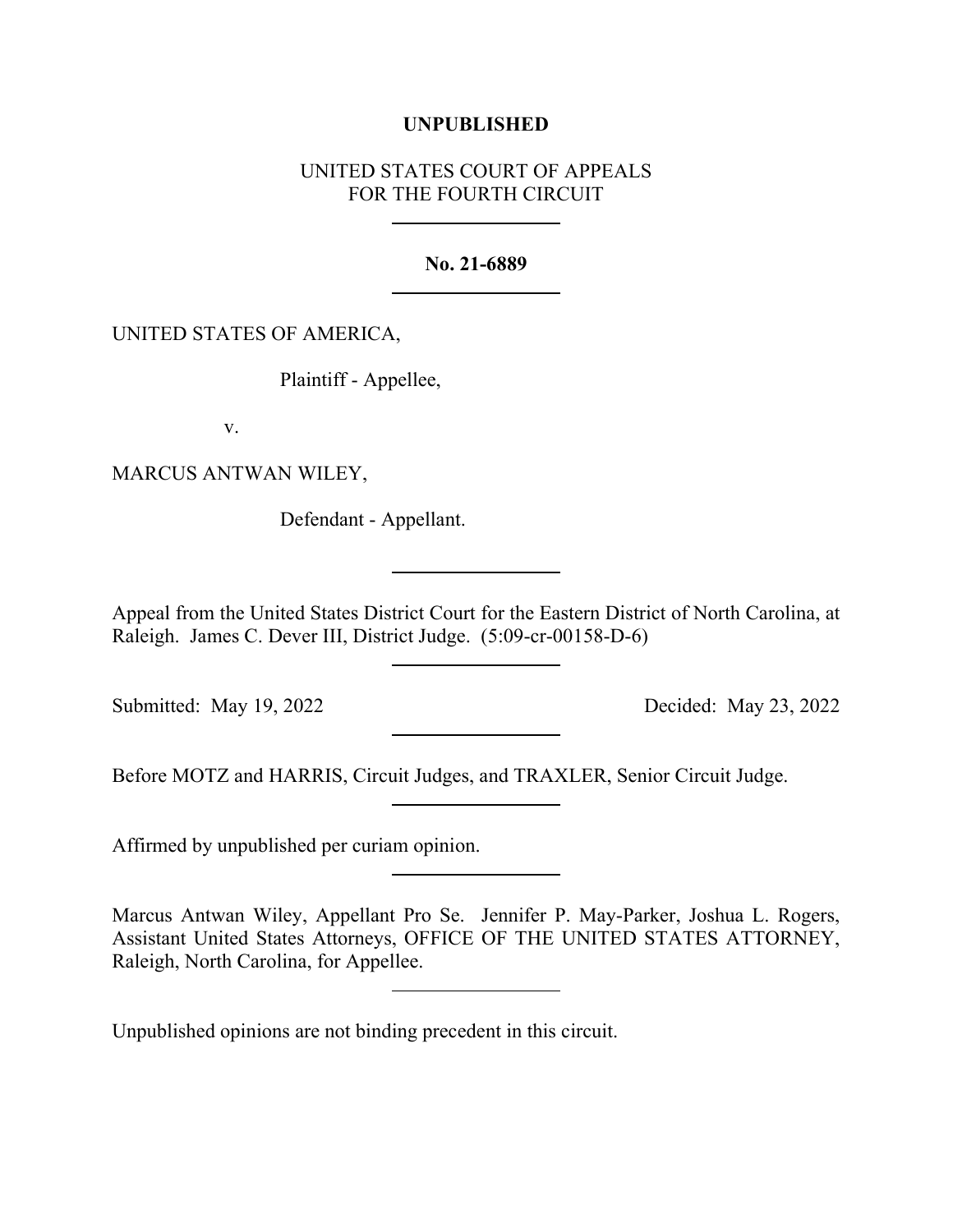**UNPUBLISHED**

UNITED STATES COURT OF APPEALS
FOR THE FOURTH CIRCUIT

---

**No. 21-6889**

---

UNITED STATES OF AMERICA,

Plaintiff - Appellee,

v.

MARCUS ANTWAN WILEY,

Defendant - Appellant.

---

Appeal from the United States District Court for the Eastern District of North Carolina, at Raleigh. James C. Dever III, District Judge. (5:09-cr-00158-D-6)

---

Submitted: May 19, 2022 Decided: May 23, 2022

---

Before MOTZ and HARRIS, Circuit Judges, and TRAXLER, Senior Circuit Judge.

---

Affirmed by unpublished per curiam opinion.

---

Marcus Antwan Wiley, Appellant Pro Se. Jennifer P. May-Parker, Joshua L. Rogers, Assistant United States Attorneys, OFFICE OF THE UNITED STATES ATTORNEY, Raleigh, North Carolina, for Appellee.

---

Unpublished opinions are not binding precedent in this circuit.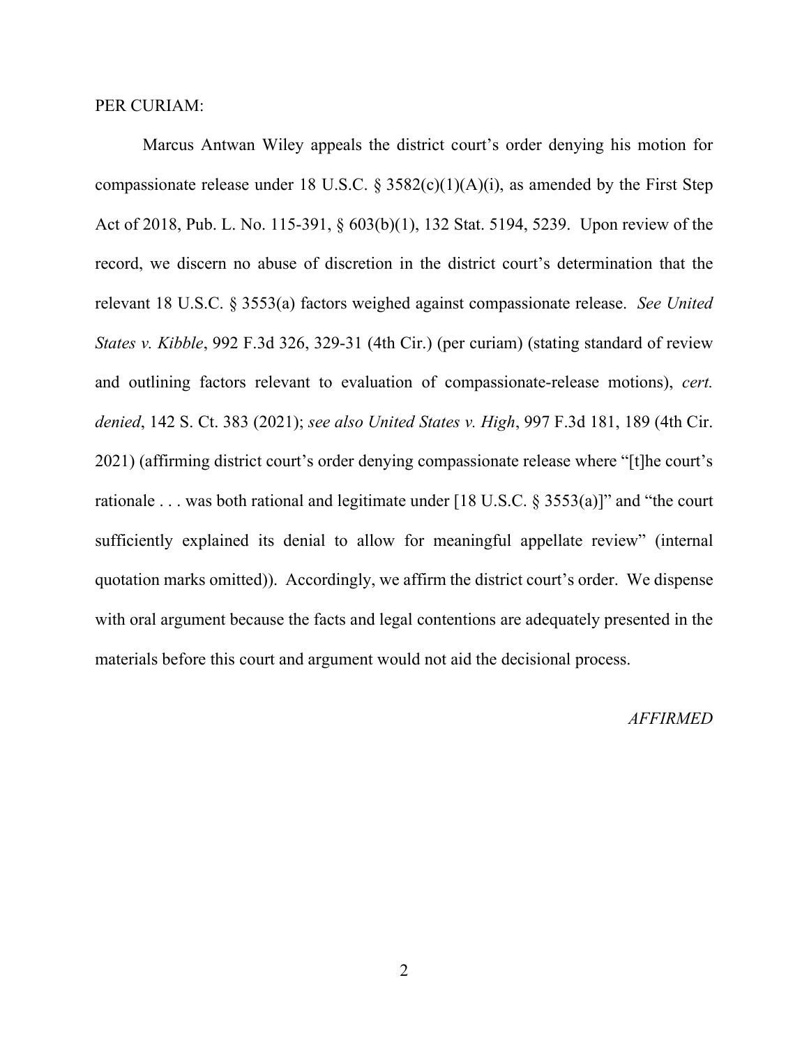PER CURIAM:

Marcus Antwan Wiley appeals the district court's order denying his motion for compassionate release under 18 U.S.C. § 3582(c)(1)(A)(i), as amended by the First Step Act of 2018, Pub. L. No. 115-391, § 603(b)(1), 132 Stat. 5194, 5239. Upon review of the record, we discern no abuse of discretion in the district court's determination that the relevant 18 U.S.C. § 3553(a) factors weighed against compassionate release. *See United States v. Kibble*, 992 F.3d 326, 329-31 (4th Cir.) (per curiam) (stating standard of review and outlining factors relevant to evaluation of compassionate-release motions), *cert. denied*, 142 S. Ct. 383 (2021); *see also United States v. High*, 997 F.3d 181, 189 (4th Cir. 2021) (affirming district court's order denying compassionate release where "[t]he court's rationale . . . was both rational and legitimate under [18 U.S.C. § 3553(a)]" and "the court sufficiently explained its denial to allow for meaningful appellate review" (internal quotation marks omitted)). Accordingly, we affirm the district court's order. We dispense with oral argument because the facts and legal contentions are adequately presented in the materials before this court and argument would not aid the decisional process.

*AFFIRMED*